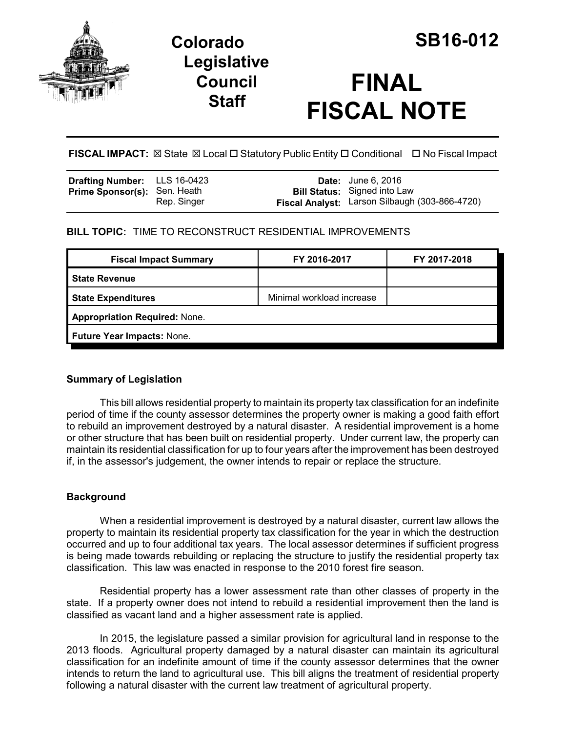# Colorado Legislative Council Staff

# SB16-012

# FINAL FISCAL NOTE

**FISCAL IMPACT:** ☒ State ☒ Local ☐ Statutory Public Entity ☐ Conditional ☐ No Fiscal Impact

| | | | |
|---|---|---|---|
| **Drafting Number:** | LLS 16-0423 | **Date:** | June 6, 2016 |
| **Prime Sponsor(s):** | Sen. Heath<br>Rep. Singer | **Bill Status:** | Signed into Law |
| | | **Fiscal Analyst:** | Larson Silbaugh (303-866-4720) |

**BILL TOPIC:** TIME TO RECONSTRUCT RESIDENTIAL IMPROVEMENTS

| Fiscal Impact Summary | FY 2016-2017 | FY 2017-2018 |
|---|---|---|
| **State Revenue** | | |
| **State Expenditures** | Minimal workload increase | |
| **Appropriation Required:** None. | | |
| **Future Year Impacts:** None. | | |

### Summary of Legislation

This bill allows residential property to maintain its property tax classification for an indefinite period of time if the county assessor determines the property owner is making a good faith effort to rebuild an improvement destroyed by a natural disaster. A residential improvement is a home or other structure that has been built on residential property. Under current law, the property can maintain its residential classification for up to four years after the improvement has been destroyed if, in the assessor's judgement, the owner intends to repair or replace the structure.

### Background

When a residential improvement is destroyed by a natural disaster, current law allows the property to maintain its residential property tax classification for the year in which the destruction occurred and up to four additional tax years. The local assessor determines if sufficient progress is being made towards rebuilding or replacing the structure to justify the residential property tax classification. This law was enacted in response to the 2010 forest fire season.

Residential property has a lower assessment rate than other classes of property in the state. If a property owner does not intend to rebuild a residential improvement then the land is classified as vacant land and a higher assessment rate is applied.

In 2015, the legislature passed a similar provision for agricultural land in response to the 2013 floods. Agricultural property damaged by a natural disaster can maintain its agricultural classification for an indefinite amount of time if the county assessor determines that the owner intends to return the land to agricultural use. This bill aligns the treatment of residential property following a natural disaster with the current law treatment of agricultural property.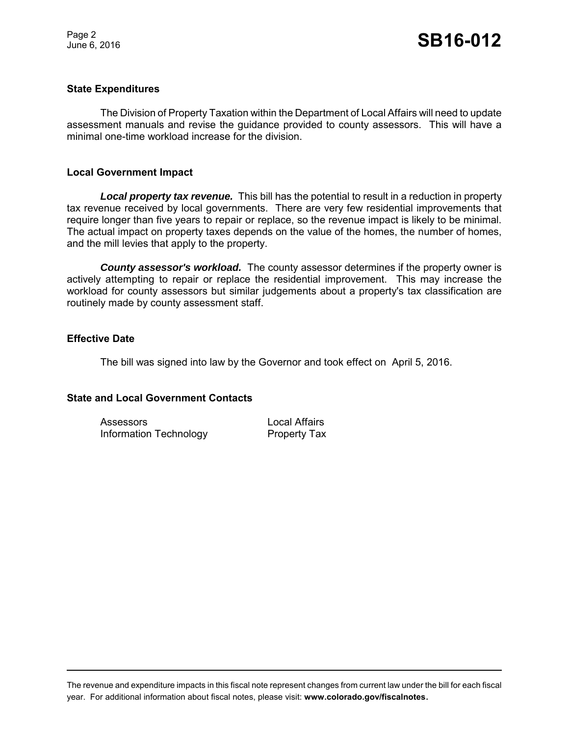## State Expenditures

The Division of Property Taxation within the Department of Local Affairs will need to update assessment manuals and revise the guidance provided to county assessors. This will have a minimal one-time workload increase for the division.

## Local Government Impact

***Local property tax revenue.*** This bill has the potential to result in a reduction in property tax revenue received by local governments. There are very few residential improvements that require longer than five years to repair or replace, so the revenue impact is likely to be minimal. The actual impact on property taxes depends on the value of the homes, the number of homes, and the mill levies that apply to the property.

***County assessor's workload.*** The county assessor determines if the property owner is actively attempting to repair or replace the residential improvement. This may increase the workload for county assessors but similar judgements about a property's tax classification are routinely made by county assessment staff.

## Effective Date

The bill was signed into law by the Governor and took effect on April 5, 2016.

## State and Local Government Contacts

| | |
|---|---|
| Assessors | Local Affairs |
| Information Technology | Property Tax |

The revenue and expenditure impacts in this fiscal note represent changes from current law under the bill for each fiscal year. For additional information about fiscal notes, please visit: **www.colorado.gov/fiscalnotes.**